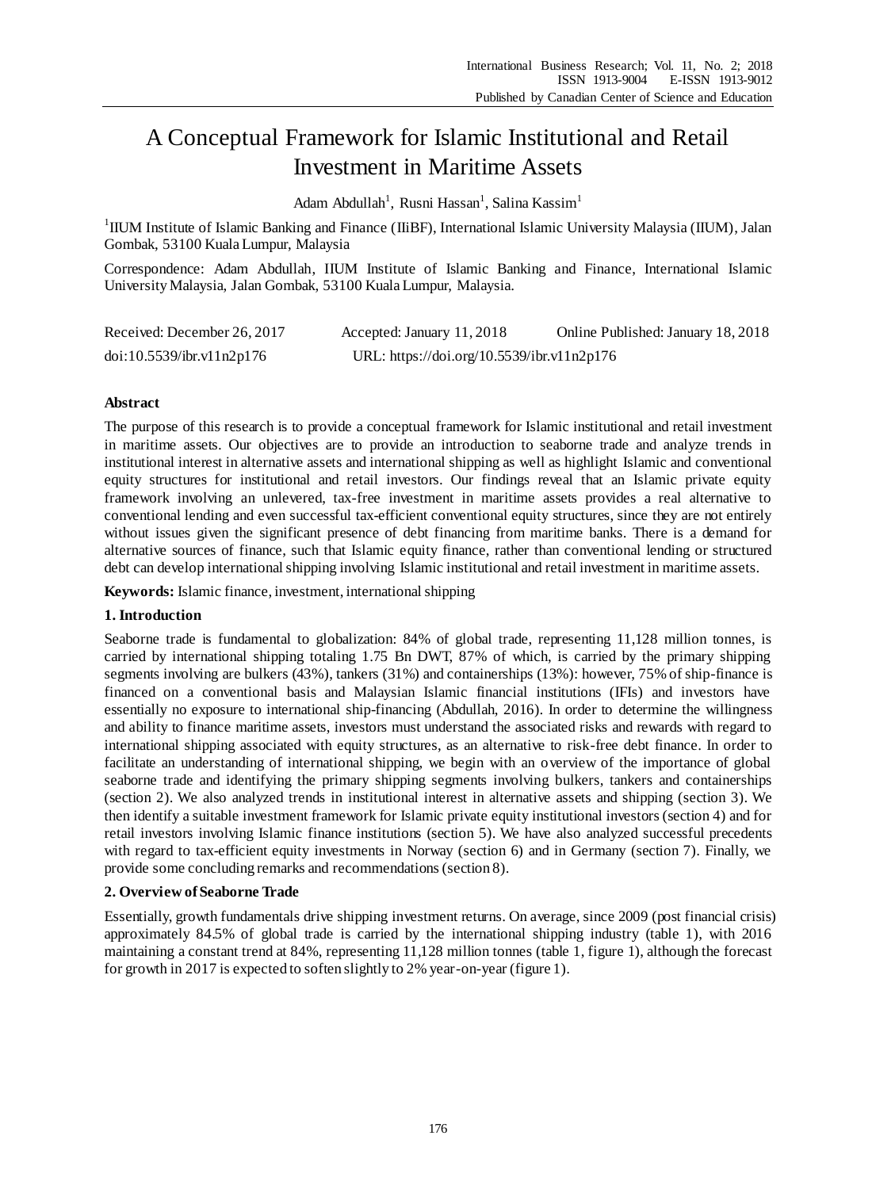# A Conceptual Framework for Islamic Institutional and Retail Investment in Maritime Assets

Adam Abdullah[1], Rusni Hassan[1], Salina Kassim[1]

[1]IIUM Institute of Islamic Banking and Finance (IIiBF), International Islamic University Malaysia (IIUM), Jalan Gombak, 53100 Kuala Lumpur, Malaysia

Correspondence: Adam Abdullah, IIUM Institute of Islamic Banking and Finance, International Islamic University Malaysia, Jalan Gombak, 53100 Kuala Lumpur, Malaysia.

Received: December 26, 2017 Accepted: January 11, 2018 Online Published: January 18, 2018

doi:10.5539/ibr.v11n2p176 URL: https://doi.org/10.5539/ibr.v11n2p176

## Abstract

The purpose of this research is to provide a conceptual framework for Islamic institutional and retail investment in maritime assets. Our objectives are to provide an introduction to seaborne trade and analyze trends in institutional interest in alternative assets and international shipping as well as highlight Islamic and conventional equity structures for institutional and retail investors. Our findings reveal that an Islamic private equity framework involving an unlevered, tax-free investment in maritime assets provides a real alternative to conventional lending and even successful tax-efficient conventional equity structures, since they are not entirely without issues given the significant presence of debt financing from maritime banks. There is a demand for alternative sources of finance, such that Islamic equity finance, rather than conventional lending or structured debt can develop international shipping involving Islamic institutional and retail investment in maritime assets.

**Keywords:** Islamic finance, investment, international shipping

## 1. Introduction

Seaborne trade is fundamental to globalization: 84% of global trade, representing 11,128 million tonnes, is carried by international shipping totaling 1.75 Bn DWT, 87% of which, is carried by the primary shipping segments involving are bulkers (43%), tankers (31%) and containerships (13%): however, 75% of ship-finance is financed on a conventional basis and Malaysian Islamic financial institutions (IFIs) and investors have essentially no exposure to international ship-financing (Abdullah, 2016). In order to determine the willingness and ability to finance maritime assets, investors must understand the associated risks and rewards with regard to international shipping associated with equity structures, as an alternative to risk-free debt finance. In order to facilitate an understanding of international shipping, we begin with an overview of the importance of global seaborne trade and identifying the primary shipping segments involving bulkers, tankers and containerships (section 2). We also analyzed trends in institutional interest in alternative assets and shipping (section 3). We then identify a suitable investment framework for Islamic private equity institutional investors (section 4) and for retail investors involving Islamic finance institutions (section 5). We have also analyzed successful precedents with regard to tax-efficient equity investments in Norway (section 6) and in Germany (section 7). Finally, we provide some concluding remarks and recommendations (section 8).

## 2. Overview of Seaborne Trade

Essentially, growth fundamentals drive shipping investment returns. On average, since 2009 (post financial crisis) approximately 84.5% of global trade is carried by the international shipping industry (table 1), with 2016 maintaining a constant trend at 84%, representing 11,128 million tonnes (table 1, figure 1), although the forecast for growth in 2017 is expected to soften slightly to 2% year-on-year (figure 1).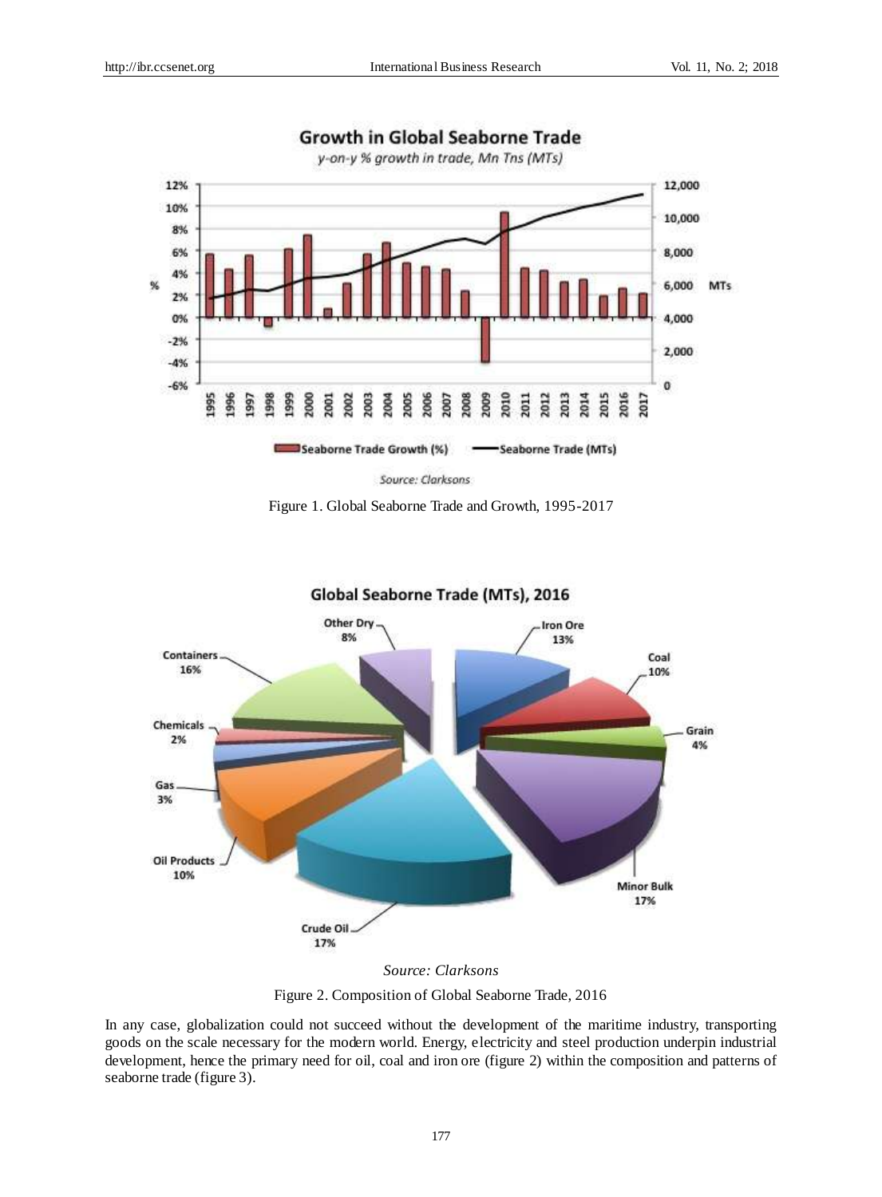Figure 1. Global Seaborne Trade and Growth, 1995-2017

Figure 2. Composition of Global Seaborne Trade, 2016

In any case, globalization could not succeed without the development of the maritime industry, transporting goods on the scale necessary for the modern world. Energy, electricity and steel production underpin industrial development, hence the primary need for oil, coal and iron ore (figure 2) within the composition and patterns of seaborne trade (figure 3).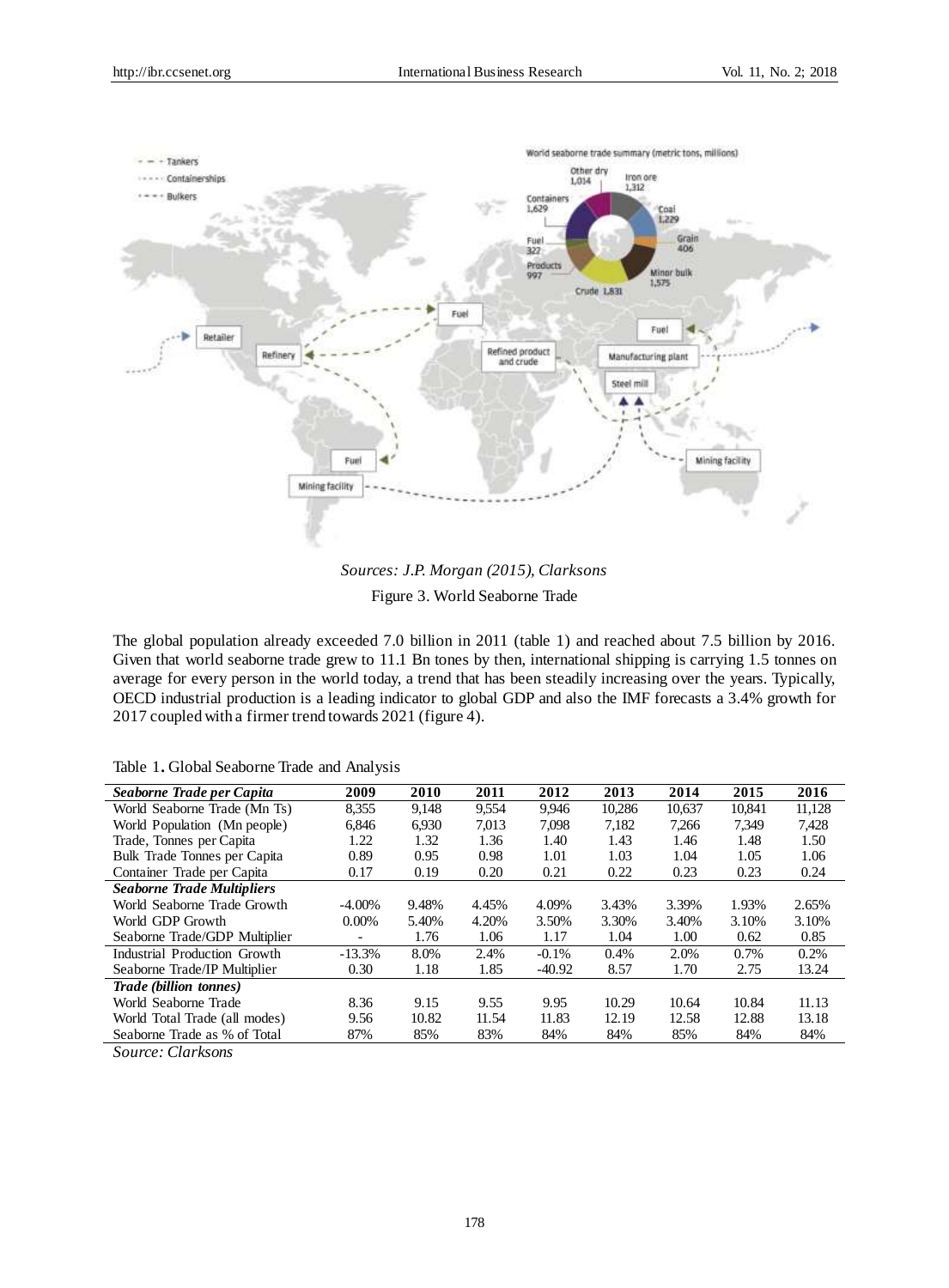*Sources: J.P. Morgan (2015), Clarksons*

Figure 3. World Seaborne Trade

The global population already exceeded 7.0 billion in 2011 (table 1) and reached about 7.5 billion by 2016. Given that world seaborne trade grew to 11.1 Bn tones by then, international shipping is carrying 1.5 tonnes on average for every person in the world today, a trend that has been steadily increasing over the years. Typically, OECD industrial production is a leading indicator to global GDP and also the IMF forecasts a 3.4% growth for 2017 coupled with a firmer trend towards 2021 (figure 4).

Table 1. Global Seaborne Trade and Analysis

| ***Seaborne Trade per Capita*** | **2009** | **2010** | **2011** | **2012** | **2013** | **2014** | **2015** | **2016** |
|---|---|---|---|---|---|---|---|---|
| World Seaborne Trade (Mn Ts) | 8,355 | 9,148 | 9,554 | 9,946 | 10,286 | 10,637 | 10,841 | 11,128 |
| World Population (Mn people) | 6,846 | 6,930 | 7,013 | 7,098 | 7,182 | 7,266 | 7,349 | 7,428 |
| Trade, Tonnes per Capita | 1.22 | 1.32 | 1.36 | 1.40 | 1.43 | 1.46 | 1.48 | 1.50 |
| Bulk Trade Tonnes per Capita | 0.89 | 0.95 | 0.98 | 1.01 | 1.03 | 1.04 | 1.05 | 1.06 |
| Container Trade per Capita | 0.17 | 0.19 | 0.20 | 0.21 | 0.22 | 0.23 | 0.23 | 0.24 |
| ***Seaborne Trade Multipliers*** | | | | | | | | |
| World Seaborne Trade Growth | -4.00% | 9.48% | 4.45% | 4.09% | 3.43% | 3.39% | 1.93% | 2.65% |
| World GDP Growth | 0.00% | 5.40% | 4.20% | 3.50% | 3.30% | 3.40% | 3.10% | 3.10% |
| Seaborne Trade/GDP Multiplier | - | 1.76 | 1.06 | 1.17 | 1.04 | 1.00 | 0.62 | 0.85 |
| Industrial Production Growth | -13.3% | 8.0% | 2.4% | -0.1% | 0.4% | 2.0% | 0.7% | 0.2% |
| Seaborne Trade/IP Multiplier | 0.30 | 1.18 | 1.85 | -40.92 | 8.57 | 1.70 | 2.75 | 13.24 |
| ***Trade (billion tonnes)*** | | | | | | | | |
| World Seaborne Trade | 8.36 | 9.15 | 9.55 | 9.95 | 10.29 | 10.64 | 10.84 | 11.13 |
| World Total Trade (all modes) | 9.56 | 10.82 | 11.54 | 11.83 | 12.19 | 12.58 | 12.88 | 13.18 |
| Seaborne Trade as % of Total | 87% | 85% | 83% | 84% | 84% | 85% | 84% | 84% |

*Source: Clarksons*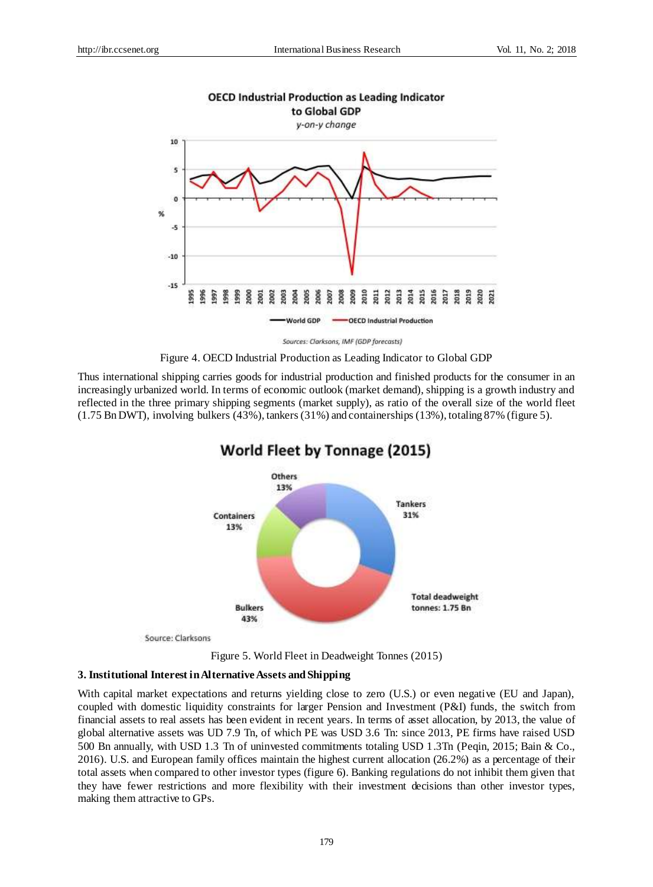Figure 4. OECD Industrial Production as Leading Indicator to Global GDP

Thus international shipping carries goods for industrial production and finished products for the consumer in an increasingly urbanized world. In terms of economic outlook (market demand), shipping is a growth industry and reflected in the three primary shipping segments (market supply), as ratio of the overall size of the world fleet (1.75 Bn DWT), involving bulkers (43%), tankers (31%) and containerships (13%), totaling 87% (figure 5).

Figure 5. World Fleet in Deadweight Tonnes (2015)

### 3. Institutional Interest in Alternative Assets and Shipping

With capital market expectations and returns yielding close to zero (U.S.) or even negative (EU and Japan), coupled with domestic liquidity constraints for larger Pension and Investment (P&I) funds, the switch from financial assets to real assets has been evident in recent years. In terms of asset allocation, by 2013, the value of global alternative assets was UD 7.9 Tn, of which PE was USD 3.6 Tn: since 2013, PE firms have raised USD 500 Bn annually, with USD 1.3 Tn of uninvested commitments totaling USD 1.3Tn (Peqin, 2015; Bain & Co., 2016). U.S. and European family offices maintain the highest current allocation (26.2%) as a percentage of their total assets when compared to other investor types (figure 6). Banking regulations do not inhibit them given that they have fewer restrictions and more flexibility with their investment decisions than other investor types, making them attractive to GPs.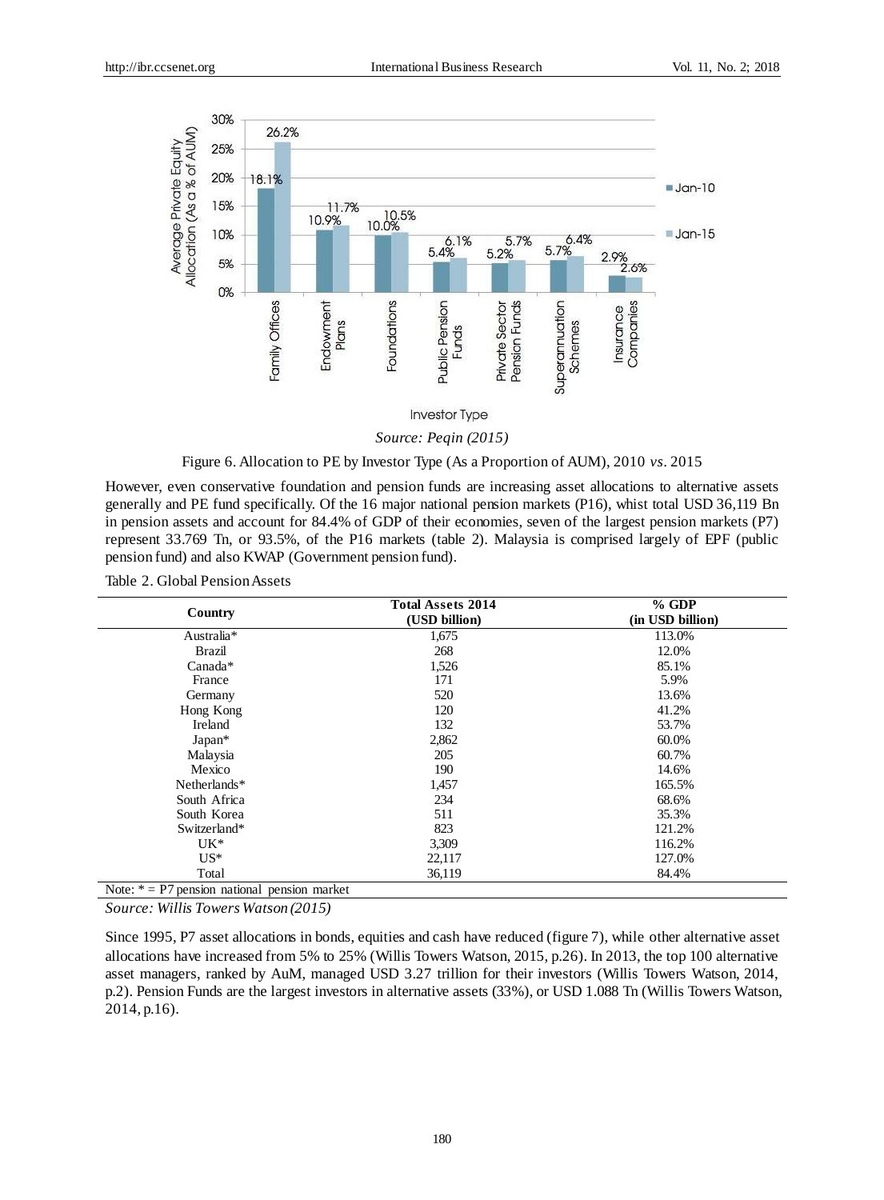Source: Peqin (2015)

Figure 6. Allocation to PE by Investor Type (As a Proportion of AUM), 2010 *vs*. 2015

However, even conservative foundation and pension funds are increasing asset allocations to alternative assets generally and PE fund specifically. Of the 16 major national pension markets (P16), whist total USD 36,119 Bn in pension assets and account for 84.4% of GDP of their economies, seven of the largest pension markets (P7) represent 33.769 Tn, or 93.5%, of the P16 markets (table 2). Malaysia is comprised largely of EPF (public pension fund) and also KWAP (Government pension fund).

Table 2. Global Pension Assets

| Country | Total Assets 2014 (USD billion) | % GDP (in USD billion) |
|---|---|---|
| Australia* | 1,675 | 113.0% |
| Brazil | 268 | 12.0% |
| Canada* | 1,526 | 85.1% |
| France | 171 | 5.9% |
| Germany | 520 | 13.6% |
| Hong Kong | 120 | 41.2% |
| Ireland | 132 | 53.7% |
| Japan* | 2,862 | 60.0% |
| Malaysia | 205 | 60.7% |
| Mexico | 190 | 14.6% |
| Netherlands* | 1,457 | 165.5% |
| South Africa | 234 | 68.6% |
| South Korea | 511 | 35.3% |
| Switzerland* | 823 | 121.2% |
| UK* | 3,309 | 116.2% |
| US* | 22,117 | 127.0% |
| Total | 36,119 | 84.4% |

Note: * = P7 pension national pension market

*Source: Willis Towers Watson (2015)*

Since 1995, P7 asset allocations in bonds, equities and cash have reduced (figure 7), while other alternative asset allocations have increased from 5% to 25% (Willis Towers Watson, 2015, p.26). In 2013, the top 100 alternative asset managers, ranked by AuM, managed USD 3.27 trillion for their investors (Willis Towers Watson, 2014, p.2). Pension Funds are the largest investors in alternative assets (33%), or USD 1.088 Tn (Willis Towers Watson, 2014, p.16).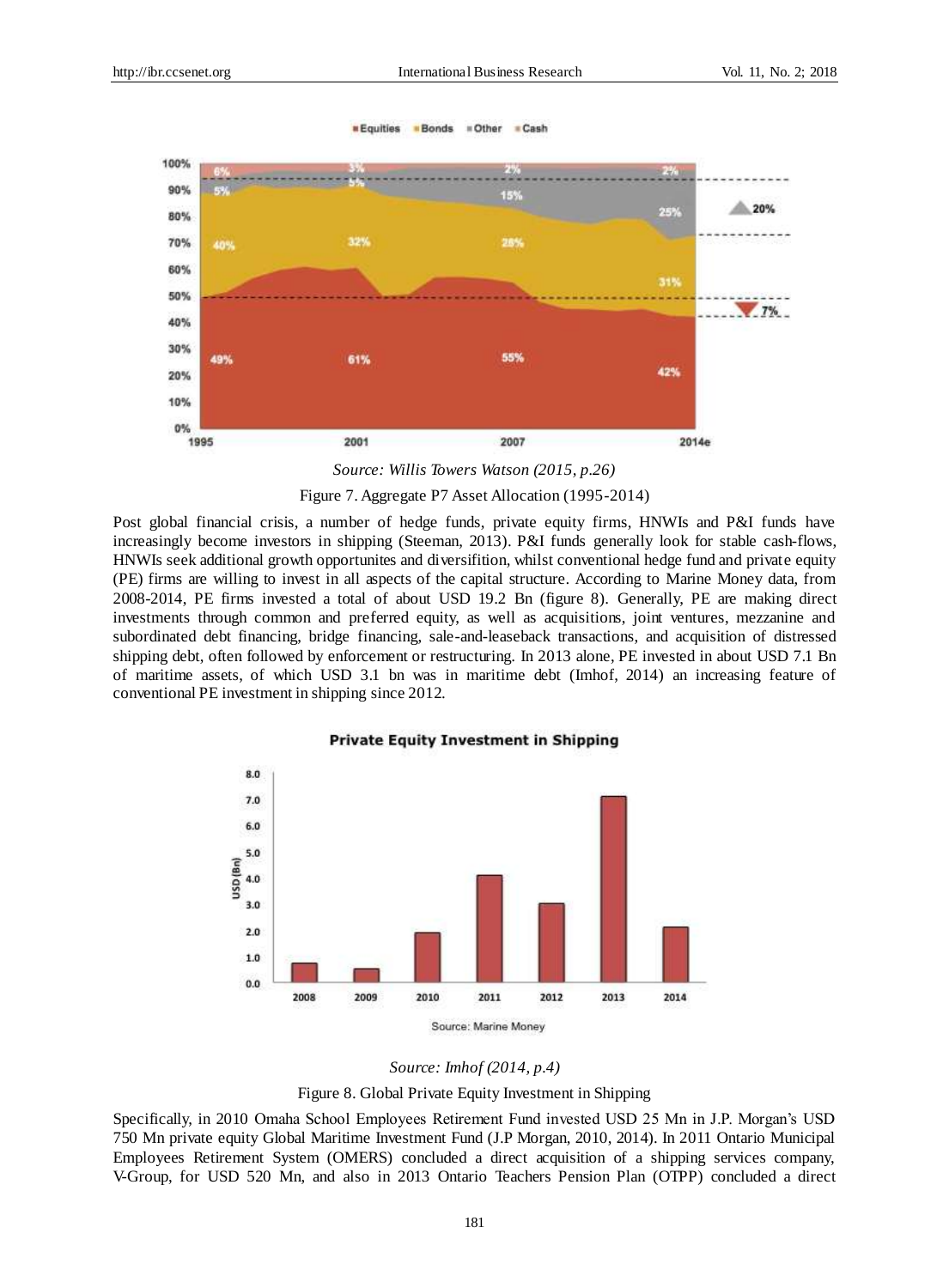*Source: Willis Towers Watson (2015, p.26)*

Figure 7. Aggregate P7 Asset Allocation (1995-2014)

Post global financial crisis, a number of hedge funds, private equity firms, HNWIs and P&I funds have increasingly become investors in shipping (Steeman, 2013). P&I funds generally look for stable cash-flows, HNWIs seek additional growth opportunites and diversifition, whilst conventional hedge fund and private equity (PE) firms are willing to invest in all aspects of the capital structure. According to Marine Money data, from 2008-2014, PE firms invested a total of about USD 19.2 Bn (figure 8). Generally, PE are making direct investments through common and preferred equity, as well as acquisitions, joint ventures, mezzanine and subordinated debt financing, bridge financing, sale-and-leaseback transactions, and acquisition of distressed shipping debt, often followed by enforcement or restructuring. In 2013 alone, PE invested in about USD 7.1 Bn of maritime assets, of which USD 3.1 bn was in maritime debt (Imhof, 2014) an increasing feature of conventional PE investment in shipping since 2012.

*Source: Imhof (2014, p.4)*

Figure 8. Global Private Equity Investment in Shipping

Specifically, in 2010 Omaha School Employees Retirement Fund invested USD 25 Mn in J.P. Morgan's USD 750 Mn private equity Global Maritime Investment Fund (J.P Morgan, 2010, 2014). In 2011 Ontario Municipal Employees Retirement System (OMERS) concluded a direct acquisition of a shipping services company, V-Group, for USD 520 Mn, and also in 2013 Ontario Teachers Pension Plan (OTPP) concluded a direct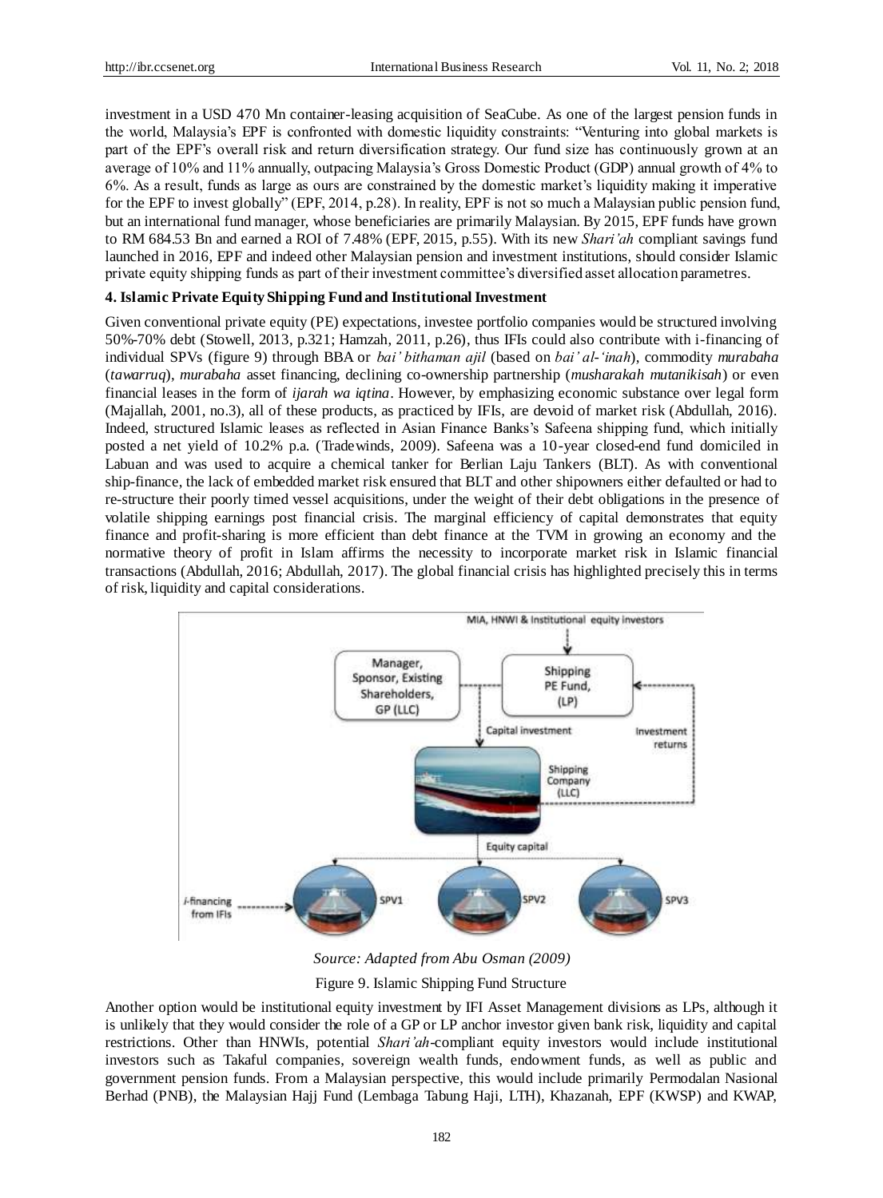investment in a USD 470 Mn container-leasing acquisition of SeaCube. As one of the largest pension funds in the world, Malaysia's EPF is confronted with domestic liquidity constraints: "Venturing into global markets is part of the EPF's overall risk and return diversification strategy. Our fund size has continuously grown at an average of 10% and 11% annually, outpacing Malaysia's Gross Domestic Product (GDP) annual growth of 4% to 6%. As a result, funds as large as ours are constrained by the domestic market's liquidity making it imperative for the EPF to invest globally" (EPF, 2014, p.28). In reality, EPF is not so much a Malaysian public pension fund, but an international fund manager, whose beneficiaries are primarily Malaysian. By 2015, EPF funds have grown to RM 684.53 Bn and earned a ROI of 7.48% (EPF, 2015, p.55). With its new *Shari'ah* compliant savings fund launched in 2016, EPF and indeed other Malaysian pension and investment institutions, should consider Islamic private equity shipping funds as part of their investment committee's diversified asset allocation parametres.

## 4. Islamic Private Equity Shipping Fund and Institutional Investment

Given conventional private equity (PE) expectations, investee portfolio companies would be structured involving 50%-70% debt (Stowell, 2013, p.321; Hamzah, 2011, p.26), thus IFIs could also contribute with i-financing of individual SPVs (figure 9) through BBA or *bai' bithaman ajil* (based on *bai' al-'inah*), commodity *murabaha* (*tawarruq*), *murabaha* asset financing, declining co-ownership partnership (*musharakah mutanikisah*) or even financial leases in the form of *ijarah wa iqtina*. However, by emphasizing economic substance over legal form (Majallah, 2001, no.3), all of these products, as practiced by IFIs, are devoid of market risk (Abdullah, 2016). Indeed, structured Islamic leases as reflected in Asian Finance Banks's Safeena shipping fund, which initially posted a net yield of 10.2% p.a. (Tradewinds, 2009). Safeena was a 10-year closed-end fund domiciled in Labuan and was used to acquire a chemical tanker for Berlian Laju Tankers (BLT). As with conventional ship-finance, the lack of embedded market risk ensured that BLT and other shipowners either defaulted or had to re-structure their poorly timed vessel acquisitions, under the weight of their debt obligations in the presence of volatile shipping earnings post financial crisis. The marginal efficiency of capital demonstrates that equity finance and profit-sharing is more efficient than debt finance at the TVM in growing an economy and the normative theory of profit in Islam affirms the necessity to incorporate market risk in Islamic financial transactions (Abdullah, 2016; Abdullah, 2017). The global financial crisis has highlighted precisely this in terms of risk, liquidity and capital considerations.

*Source: Adapted from Abu Osman (2009)*

Figure 9. Islamic Shipping Fund Structure

Another option would be institutional equity investment by IFI Asset Management divisions as LPs, although it is unlikely that they would consider the role of a GP or LP anchor investor given bank risk, liquidity and capital restrictions. Other than HNWIs, potential *Shari'ah*-compliant equity investors would include institutional investors such as Takaful companies, sovereign wealth funds, endowment funds, as well as public and government pension funds. From a Malaysian perspective, this would include primarily Permodalan Nasional Berhad (PNB), the Malaysian Hajj Fund (Lembaga Tabung Haji, LTH), Khazanah, EPF (KWSP) and KWAP,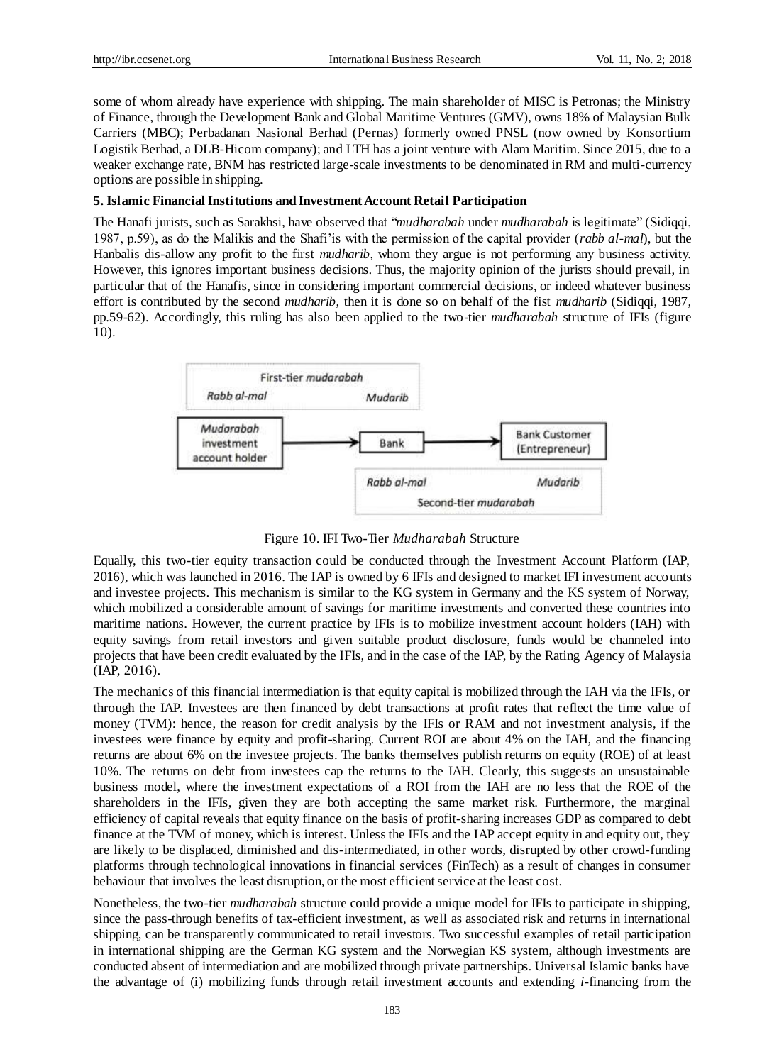some of whom already have experience with shipping. The main shareholder of MISC is Petronas; the Ministry of Finance, through the Development Bank and Global Maritime Ventures (GMV), owns 18% of Malaysian Bulk Carriers (MBC); Perbadanan Nasional Berhad (Pernas) formerly owned PNSL (now owned by Konsortium Logistik Berhad, a DLB-Hicom company); and LTH has a joint venture with Alam Maritim. Since 2015, due to a weaker exchange rate, BNM has restricted large-scale investments to be denominated in RM and multi-currency options are possible in shipping.

### 5. Islamic Financial Institutions and Investment Account Retail Participation

The Hanafi jurists, such as Sarakhsi, have observed that "*mudharabah* under *mudharabah* is legitimate" (Sidiqqi, 1987, p.59), as do the Malikis and the Shafi'is with the permission of the capital provider (*rabb al-mal*), but the Hanbalis dis-allow any profit to the first *mudharib*, whom they argue is not performing any business activity. However, this ignores important business decisions. Thus, the majority opinion of the jurists should prevail, in particular that of the Hanafis, since in considering important commercial decisions, or indeed whatever business effort is contributed by the second *mudharib*, then it is done so on behalf of the fist *mudharib* (Sidiqqi, 1987, pp.59-62). Accordingly, this ruling has also been applied to the two-tier *mudharabah* structure of IFIs (figure 10).

First-tier *mudarabah*: *Rabb al-mal* — *Mudarib*

Mudarabah investment account holder → Bank → Bank Customer (Entrepreneur)

Second-tier *mudarabah*: *Rabb al-mal* — *Mudarib*

Figure 10. IFI Two-Tier *Mudharabah* Structure

Equally, this two-tier equity transaction could be conducted through the Investment Account Platform (IAP, 2016), which was launched in 2016. The IAP is owned by 6 IFIs and designed to market IFI investment accounts and investee projects. This mechanism is similar to the KG system in Germany and the KS system of Norway, which mobilized a considerable amount of savings for maritime investments and converted these countries into maritime nations. However, the current practice by IFIs is to mobilize investment account holders (IAH) with equity savings from retail investors and given suitable product disclosure, funds would be channeled into projects that have been credit evaluated by the IFIs, and in the case of the IAP, by the Rating Agency of Malaysia (IAP, 2016).

The mechanics of this financial intermediation is that equity capital is mobilized through the IAH via the IFIs, or through the IAP. Investees are then financed by debt transactions at profit rates that reflect the time value of money (TVM): hence, the reason for credit analysis by the IFIs or RAM and not investment analysis, if the investees were finance by equity and profit-sharing. Current ROI are about 4% on the IAH, and the financing returns are about 6% on the investee projects. The banks themselves publish returns on equity (ROE) of at least 10%. The returns on debt from investees cap the returns to the IAH. Clearly, this suggests an unsustainable business model, where the investment expectations of a ROI from the IAH are no less that the ROE of the shareholders in the IFIs, given they are both accepting the same market risk. Furthermore, the marginal efficiency of capital reveals that equity finance on the basis of profit-sharing increases GDP as compared to debt finance at the TVM of money, which is interest. Unless the IFIs and the IAP accept equity in and equity out, they are likely to be displaced, diminished and dis-intermediated, in other words, disrupted by other crowd-funding platforms through technological innovations in financial services (FinTech) as a result of changes in consumer behaviour that involves the least disruption, or the most efficient service at the least cost.

Nonetheless, the two-tier *mudharabah* structure could provide a unique model for IFIs to participate in shipping, since the pass-through benefits of tax-efficient investment, as well as associated risk and returns in international shipping, can be transparently communicated to retail investors. Two successful examples of retail participation in international shipping are the German KG system and the Norwegian KS system, although investments are conducted absent of intermediation and are mobilized through private partnerships. Universal Islamic banks have the advantage of (i) mobilizing funds through retail investment accounts and extending *i*-financing from the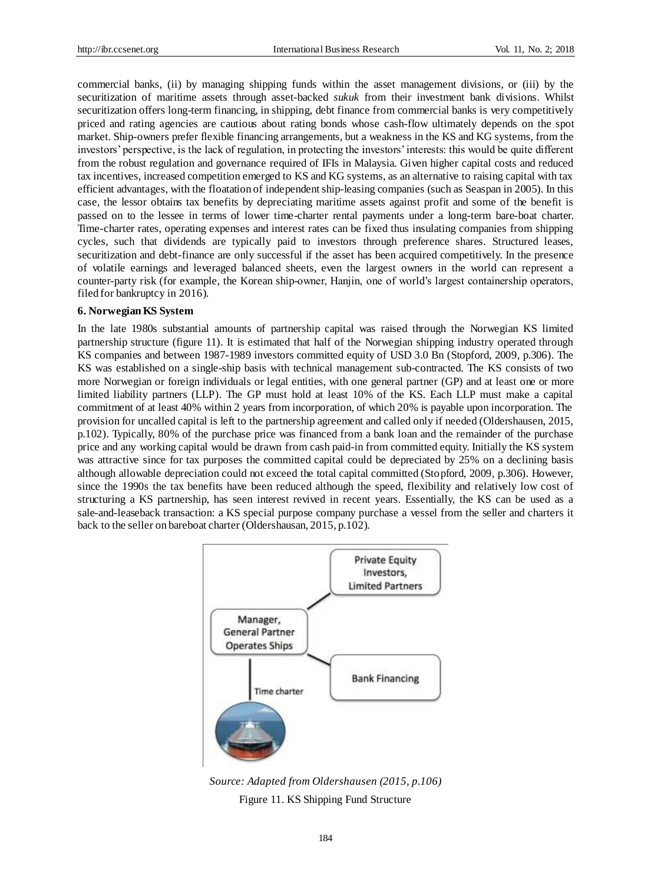commercial banks, (ii) by managing shipping funds within the asset management divisions, or (iii) by the securitization of maritime assets through asset-backed *sukuk* from their investment bank divisions. Whilst securitization offers long-term financing, in shipping, debt finance from commercial banks is very competitively priced and rating agencies are cautious about rating bonds whose cash-flow ultimately depends on the spot market. Ship-owners prefer flexible financing arrangements, but a weakness in the KS and KG systems, from the investors' perspective, is the lack of regulation, in protecting the investors' interests: this would be quite different from the robust regulation and governance required of IFIs in Malaysia. Given higher capital costs and reduced tax incentives, increased competition emerged to KS and KG systems, as an alternative to raising capital with tax efficient advantages, with the floatation of independent ship-leasing companies (such as Seaspan in 2005). In this case, the lessor obtains tax benefits by depreciating maritime assets against profit and some of the benefit is passed on to the lessee in terms of lower time-charter rental payments under a long-term bare-boat charter. Time-charter rates, operating expenses and interest rates can be fixed thus insulating companies from shipping cycles, such that dividends are typically paid to investors through preference shares. Structured leases, securitization and debt-finance are only successful if the asset has been acquired competitively. In the presence of volatile earnings and leveraged balanced sheets, even the largest owners in the world can represent a counter-party risk (for example, the Korean ship-owner, Hanjin, one of world's largest containership operators, filed for bankruptcy in 2016).

## 6. Norwegian KS System

In the late 1980s substantial amounts of partnership capital was raised through the Norwegian KS limited partnership structure (figure 11). It is estimated that half of the Norwegian shipping industry operated through KS companies and between 1987-1989 investors committed equity of USD 3.0 Bn (Stopford, 2009, p.306). The KS was established on a single-ship basis with technical management sub-contracted. The KS consists of two more Norwegian or foreign individuals or legal entities, with one general partner (GP) and at least one or more limited liability partners (LLP). The GP must hold at least 10% of the KS. Each LLP must make a capital commitment of at least 40% within 2 years from incorporation, of which 20% is payable upon incorporation. The provision for uncalled capital is left to the partnership agreement and called only if needed (Oldershausen, 2015, p.102). Typically, 80% of the purchase price was financed from a bank loan and the remainder of the purchase price and any working capital would be drawn from cash paid-in from committed equity. Initially the KS system was attractive since for tax purposes the committed capital could be depreciated by 25% on a declining basis although allowable depreciation could not exceed the total capital committed (Stopford, 2009, p.306). However, since the 1990s the tax benefits have been reduced although the speed, flexibility and relatively low cost of structuring a KS partnership, has seen interest revived in recent years. Essentially, the KS can be used as a sale-and-leaseback transaction: a KS special purpose company purchase a vessel from the seller and charters it back to the seller on bareboat charter (Oldershausan, 2015, p.102).

*Source: Adapted from Oldershausen (2015, p.106)*

Figure 11. KS Shipping Fund Structure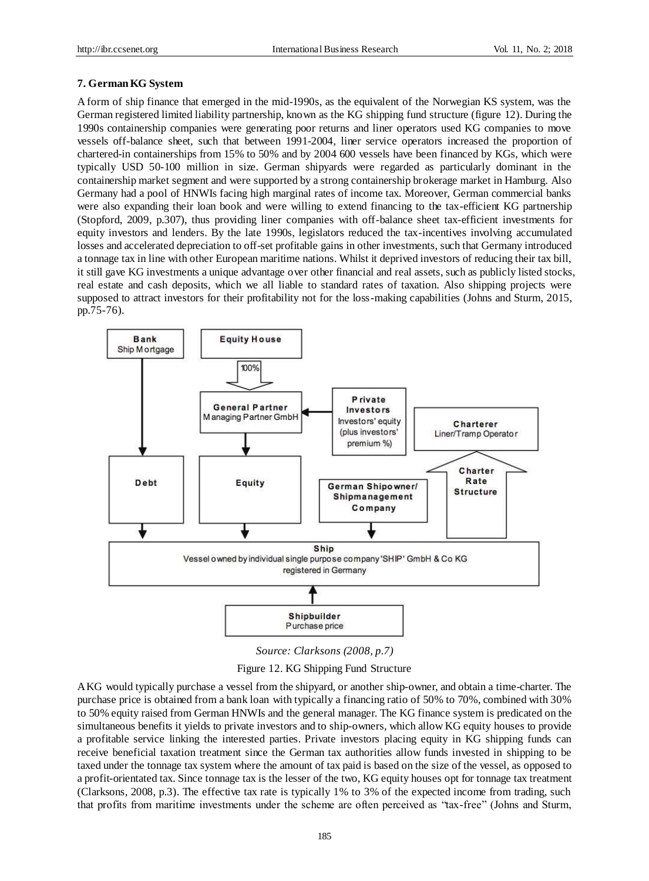### 7. German KG System

A form of ship finance that emerged in the mid-1990s, as the equivalent of the Norwegian KS system, was the German registered limited liability partnership, known as the KG shipping fund structure (figure 12). During the 1990s containership companies were generating poor returns and liner operators used KG companies to move vessels off-balance sheet, such that between 1991-2004, liner service operators increased the proportion of chartered-in containerships from 15% to 50% and by 2004 600 vessels have been financed by KGs, which were typically USD 50-100 million in size. German shipyards were regarded as particularly dominant in the containership market segment and were supported by a strong containership brokerage market in Hamburg. Also Germany had a pool of HNWIs facing high marginal rates of income tax. Moreover, German commercial banks were also expanding their loan book and were willing to extend financing to the tax-efficient KG partnership (Stopford, 2009, p.307), thus providing liner companies with off-balance sheet tax-efficient investments for equity investors and lenders. By the late 1990s, legislators reduced the tax-incentives involving accumulated losses and accelerated depreciation to off-set profitable gains in other investments, such that Germany introduced a tonnage tax in line with other European maritime nations. Whilst it deprived investors of reducing their tax bill, it still gave KG investments a unique advantage over other financial and real assets, such as publicly listed stocks, real estate and cash deposits, which we all liable to standard rates of taxation. Also shipping projects were supposed to attract investors for their profitability not for the loss-making capabilities (Johns and Sturm, 2015, pp.75-76).

*Source: Clarksons (2008, p.7)*

Figure 12. KG Shipping Fund Structure

A KG would typically purchase a vessel from the shipyard, or another ship-owner, and obtain a time-charter. The purchase price is obtained from a bank loan with typically a financing ratio of 50% to 70%, combined with 30% to 50% equity raised from German HNWIs and the general manager. The KG finance system is predicated on the simultaneous benefits it yields to private investors and to ship-owners, which allow KG equity houses to provide a profitable service linking the interested parties. Private investors placing equity in KG shipping funds can receive beneficial taxation treatment since the German tax authorities allow funds invested in shipping to be taxed under the tonnage tax system where the amount of tax paid is based on the size of the vessel, as opposed to a profit-orientated tax. Since tonnage tax is the lesser of the two, KG equity houses opt for tonnage tax treatment (Clarksons, 2008, p.3). The effective tax rate is typically 1% to 3% of the expected income from trading, such that profits from maritime investments under the scheme are often perceived as "tax-free" (Johns and Sturm,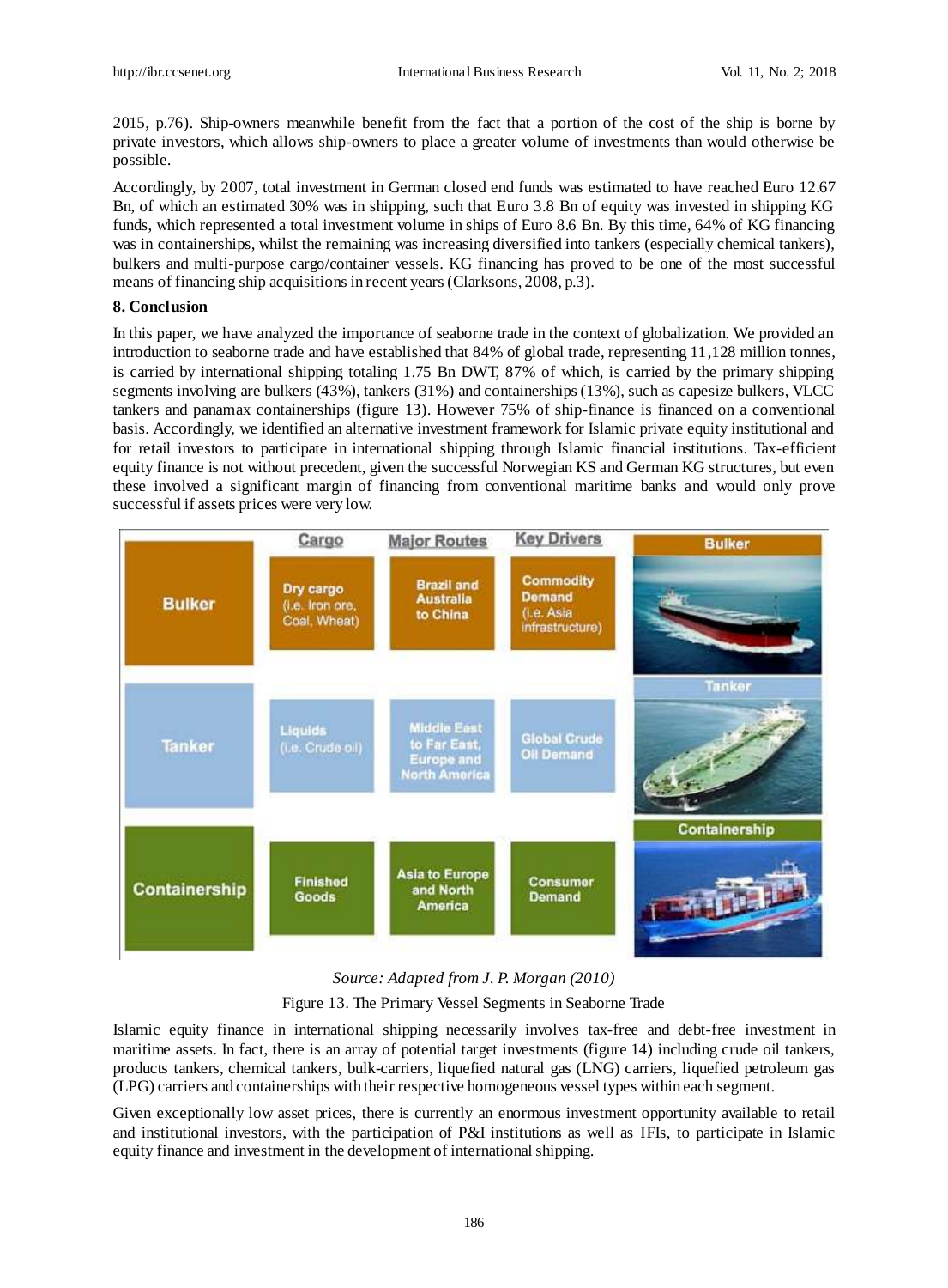2015, p.76). Ship-owners meanwhile benefit from the fact that a portion of the cost of the ship is borne by private investors, which allows ship-owners to place a greater volume of investments than would otherwise be possible.

Accordingly, by 2007, total investment in German closed end funds was estimated to have reached Euro 12.67 Bn, of which an estimated 30% was in shipping, such that Euro 3.8 Bn of equity was invested in shipping KG funds, which represented a total investment volume in ships of Euro 8.6 Bn. By this time, 64% of KG financing was in containerships, whilst the remaining was increasing diversified into tankers (especially chemical tankers), bulkers and multi-purpose cargo/container vessels. KG financing has proved to be one of the most successful means of financing ship acquisitions in recent years (Clarksons, 2008, p.3).

## 8. Conclusion

In this paper, we have analyzed the importance of seaborne trade in the context of globalization. We provided an introduction to seaborne trade and have established that 84% of global trade, representing 11,128 million tonnes, is carried by international shipping totaling 1.75 Bn DWT, 87% of which, is carried by the primary shipping segments involving are bulkers (43%), tankers (31%) and containerships (13%), such as capesize bulkers, VLCC tankers and panamax containerships (figure 13). However 75% of ship-finance is financed on a conventional basis. Accordingly, we identified an alternative investment framework for Islamic private equity institutional and for retail investors to participate in international shipping through Islamic financial institutions. Tax-efficient equity finance is not without precedent, given the successful Norwegian KS and German KG structures, but even these involved a significant margin of financing from conventional maritime banks and would only prove successful if assets prices were very low.

| | Cargo | Major Routes | Key Drivers |
|---|---|---|---|
| Bulker | Dry cargo (i.e. Iron ore, Coal, Wheat) | Brazil and Australia to China | Commodity Demand (i.e. Asia infrastructure) |
| Tanker | Liquids (i.e. Crude oil) | Middle East to Far East, Europe and North America | Global Crude Oil Demand |
| Containership | Finished Goods | Asia to Europe and North America | Consumer Demand |

*Source: Adapted from J. P. Morgan (2010)*

Figure 13. The Primary Vessel Segments in Seaborne Trade

Islamic equity finance in international shipping necessarily involves tax-free and debt-free investment in maritime assets. In fact, there is an array of potential target investments (figure 14) including crude oil tankers, products tankers, chemical tankers, bulk-carriers, liquefied natural gas (LNG) carriers, liquefied petroleum gas (LPG) carriers and containerships with their respective homogeneous vessel types within each segment.

Given exceptionally low asset prices, there is currently an enormous investment opportunity available to retail and institutional investors, with the participation of P&I institutions as well as IFIs, to participate in Islamic equity finance and investment in the development of international shipping.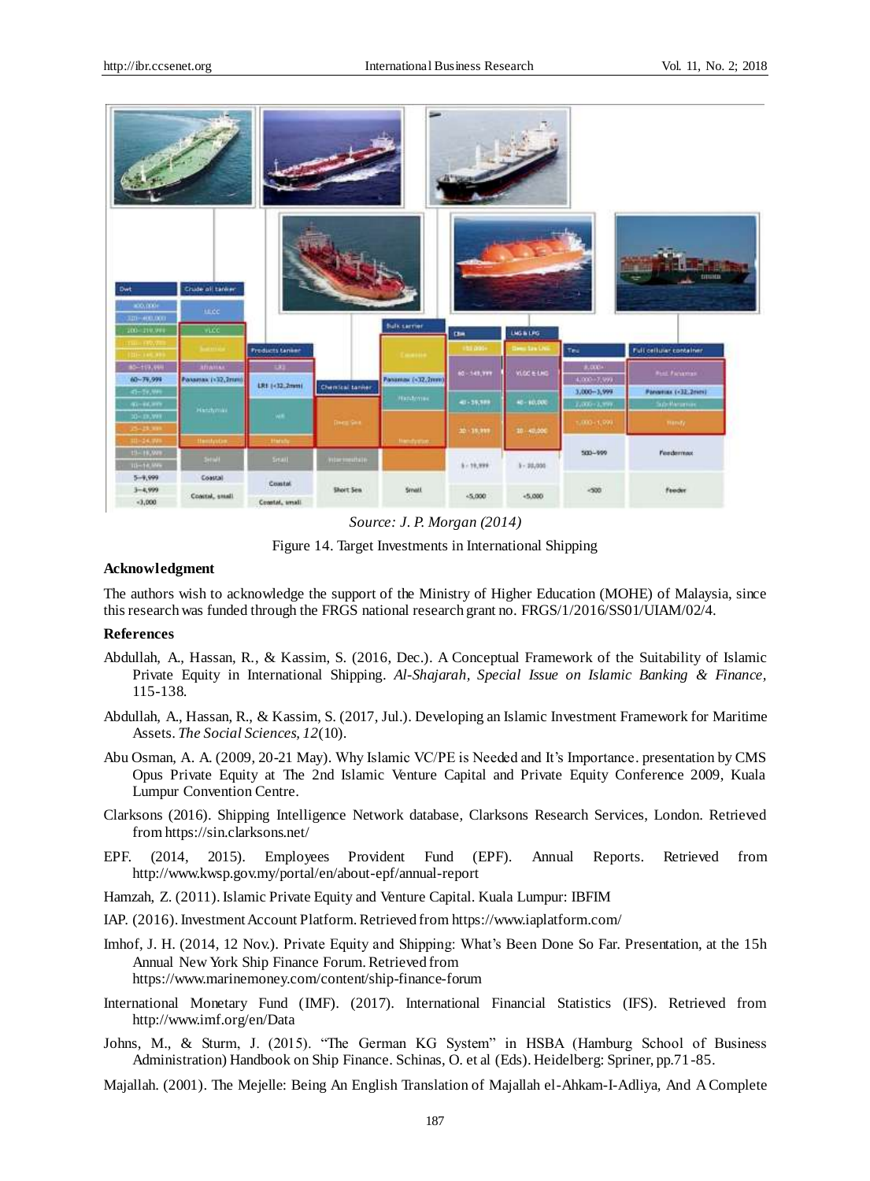*Source: J. P. Morgan (2014)*

Figure 14. Target Investments in International Shipping

**Acknowledgment**

The authors wish to acknowledge the support of the Ministry of Higher Education (MOHE) of Malaysia, since this research was funded through the FRGS national research grant no. FRGS/1/2016/SS01/UIAM/02/4.

**References**

Abdullah, A., Hassan, R., & Kassim, S. (2016, Dec.). A Conceptual Framework of the Suitability of Islamic Private Equity in International Shipping. *Al-Shajarah, Special Issue on Islamic Banking & Finance*, 115-138.

Abdullah, A., Hassan, R., & Kassim, S. (2017, Jul.). Developing an Islamic Investment Framework for Maritime Assets. *The Social Sciences, 12*(10).

Abu Osman, A. A. (2009, 20-21 May). Why Islamic VC/PE is Needed and It's Importance. presentation by CMS Opus Private Equity at The 2nd Islamic Venture Capital and Private Equity Conference 2009, Kuala Lumpur Convention Centre.

Clarksons (2016). Shipping Intelligence Network database, Clarksons Research Services, London. Retrieved from https://sin.clarksons.net/

EPF. (2014, 2015). Employees Provident Fund (EPF). Annual Reports. Retrieved from http://www.kwsp.gov.my/portal/en/about-epf/annual-report

Hamzah, Z. (2011). Islamic Private Equity and Venture Capital. Kuala Lumpur: IBFIM

IAP. (2016). Investment Account Platform. Retrieved from https://www.iaplatform.com/

Imhof, J. H. (2014, 12 Nov.). Private Equity and Shipping: What's Been Done So Far. Presentation, at the 15h Annual New York Ship Finance Forum. Retrieved from https://www.marinemoney.com/content/ship-finance-forum

International Monetary Fund (IMF). (2017). International Financial Statistics (IFS). Retrieved from http://www.imf.org/en/Data

Johns, M., & Sturm, J. (2015). "The German KG System" in HSBA (Hamburg School of Business Administration) Handbook on Ship Finance. Schinas, O. et al (Eds). Heidelberg: Spriner, pp.71-85.

Majallah. (2001). The Mejelle: Being An English Translation of Majallah el-Ahkam-I-Adliya, And A Complete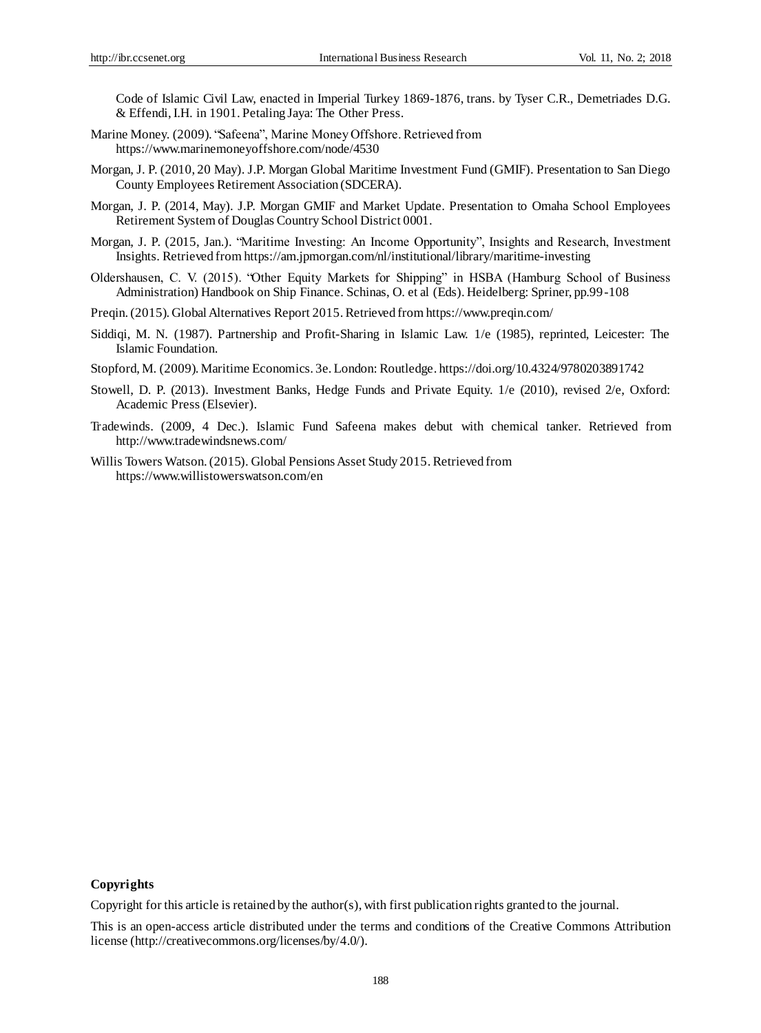Code of Islamic Civil Law, enacted in Imperial Turkey 1869-1876, trans. by Tyser C.R., Demetriades D.G. & Effendi, I.H. in 1901. Petaling Jaya: The Other Press.

Marine Money. (2009). "Safeena", Marine Money Offshore. Retrieved from https://www.marinemoneyoffshore.com/node/4530

Morgan, J. P. (2010, 20 May). J.P. Morgan Global Maritime Investment Fund (GMIF). Presentation to San Diego County Employees Retirement Association (SDCERA).

Morgan, J. P. (2014, May). J.P. Morgan GMIF and Market Update. Presentation to Omaha School Employees Retirement System of Douglas Country School District 0001.

Morgan, J. P. (2015, Jan.). "Maritime Investing: An Income Opportunity", Insights and Research, Investment Insights. Retrieved from https://am.jpmorgan.com/nl/institutional/library/maritime-investing

Oldershausen, C. V. (2015). "Other Equity Markets for Shipping" in HSBA (Hamburg School of Business Administration) Handbook on Ship Finance. Schinas, O. et al (Eds). Heidelberg: Spriner, pp.99-108

Preqin. (2015). Global Alternatives Report 2015. Retrieved from https://www.preqin.com/

Siddiqi, M. N. (1987). Partnership and Profit-Sharing in Islamic Law. 1/e (1985), reprinted, Leicester: The Islamic Foundation.

Stopford, M. (2009). Maritime Economics. 3e. London: Routledge. https://doi.org/10.4324/9780203891742

Stowell, D. P. (2013). Investment Banks, Hedge Funds and Private Equity. 1/e (2010), revised 2/e, Oxford: Academic Press (Elsevier).

Tradewinds. (2009, 4 Dec.). Islamic Fund Safeena makes debut with chemical tanker. Retrieved from http://www.tradewindsnews.com/

Willis Towers Watson. (2015). Global Pensions Asset Study 2015. Retrieved from https://www.willistowerswatson.com/en

**Copyrights**

Copyright for this article is retained by the author(s), with first publication rights granted to the journal.

This is an open-access article distributed under the terms and conditions of the Creative Commons Attribution license (http://creativecommons.org/licenses/by/4.0/).